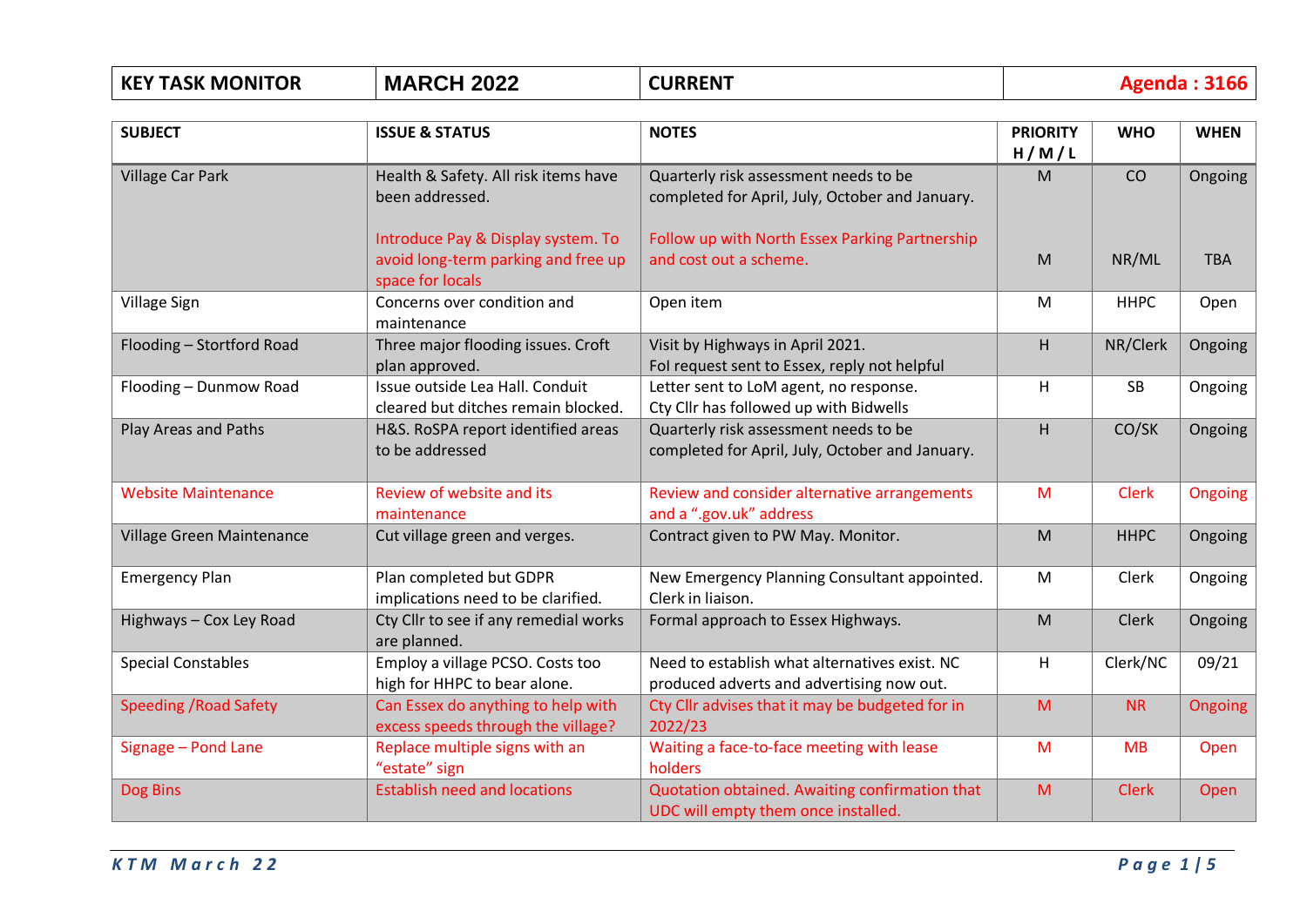| KEY TASK MONITOR | MARCH 2022 | CURRENT | Agenda : 3166 |
|---|---|---|---|

| SUBJECT | ISSUE & STATUS | NOTES | PRIORITY H / M / L | WHO | WHEN |
|---|---|---|---|---|---|
| Village Car Park | Health & Safety. All risk items have been addressed. | Quarterly risk assessment needs to be completed for April, July, October and January. | M | CO | Ongoing |
| | Introduce Pay & Display system. To avoid long-term parking and free up space for locals | Follow up with North Essex Parking Partnership and cost out a scheme. | M | NR/ML | TBA |
| Village Sign | Concerns over condition and maintenance | Open item | M | HHPC | Open |
| Flooding – Stortford Road | Three major flooding issues. Croft plan approved. | Visit by Highways in April 2021. FoI request sent to Essex, reply not helpful | H | NR/Clerk | Ongoing |
| Flooding – Dunmow Road | Issue outside Lea Hall. Conduit cleared but ditches remain blocked. | Letter sent to LoM agent, no response. Cty Cllr has followed up with Bidwells | H | SB | Ongoing |
| Play Areas and Paths | H&S. RoSPA report identified areas to be addressed | Quarterly risk assessment needs to be completed for April, July, October and January. | H | CO/SK | Ongoing |
| Website Maintenance | Review of website and its maintenance | Review and consider alternative arrangements and a ".gov.uk" address | M | Clerk | Ongoing |
| Village Green Maintenance | Cut village green and verges. | Contract given to PW May. Monitor. | M | HHPC | Ongoing |
| Emergency Plan | Plan completed but GDPR implications need to be clarified. | New Emergency Planning Consultant appointed. Clerk in liaison. | M | Clerk | Ongoing |
| Highways – Cox Ley Road | Cty Cllr to see if any remedial works are planned. | Formal approach to Essex Highways. | M | Clerk | Ongoing |
| Special Constables | Employ a village PCSO. Costs too high for HHPC to bear alone. | Need to establish what alternatives exist. NC produced adverts and advertising now out. | H | Clerk/NC | 09/21 |
| Speeding /Road Safety | Can Essex do anything to help with excess speeds through the village? | Cty Cllr advises that it may be budgeted for in 2022/23 | M | NR | Ongoing |
| Signage – Pond Lane | Replace multiple signs with an "estate" sign | Waiting a face-to-face meeting with lease holders | M | MB | Open |
| Dog Bins | Establish need and locations | Quotation obtained. Awaiting confirmation that UDC will empty them once installed. | M | Clerk | Open |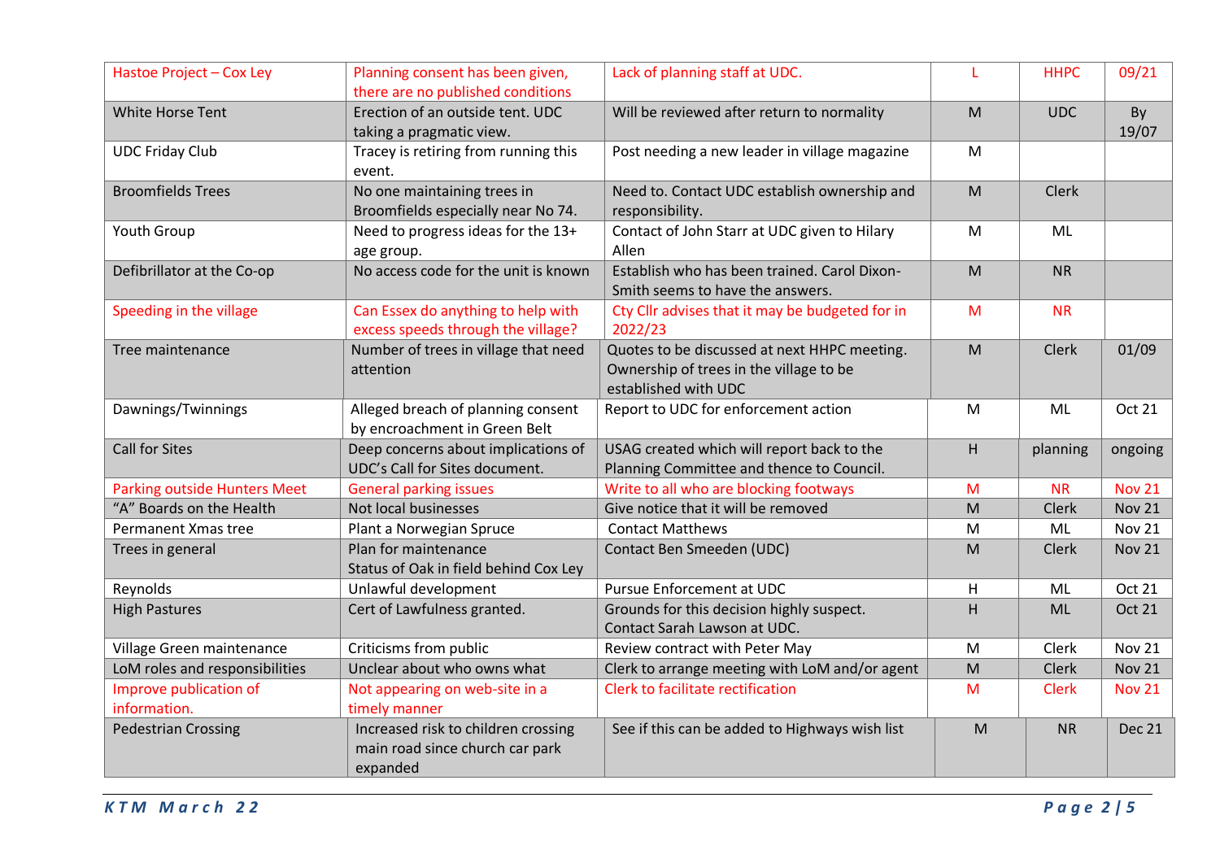| Hastoe Project – Cox Ley | Planning consent has been given, there are no published conditions | Lack of planning staff at UDC. | L | HHPC | 09/21 |
|---|---|---|---|---|---|
| White Horse Tent | Erection of an outside tent. UDC taking a pragmatic view. | Will be reviewed after return to normality | M | UDC | By 19/07 |
| UDC Friday Club | Tracey is retiring from running this event. | Post needing a new leader in village magazine | M | | |
| Broomfields Trees | No one maintaining trees in Broomfields especially near No 74. | Need to. Contact UDC establish ownership and responsibility. | M | Clerk | |
| Youth Group | Need to progress ideas for the 13+ age group. | Contact of John Starr at UDC given to Hilary Allen | M | ML | |
| Defibrillator at the Co-op | No access code for the unit is known | Establish who has been trained. Carol Dixon-Smith seems to have the answers. | M | NR | |
| Speeding in the village | Can Essex do anything to help with excess speeds through the village? | Cty Cllr advises that it may be budgeted for in 2022/23 | M | NR | |
| Tree maintenance | Number of trees in village that need attention | Quotes to be discussed at next HHPC meeting. Ownership of trees in the village to be established with UDC | M | Clerk | 01/09 |
| Dawnings/Twinnings | Alleged breach of planning consent by encroachment in Green Belt | Report to UDC for enforcement action | M | ML | Oct 21 |
| Call for Sites | Deep concerns about implications of UDC's Call for Sites document. | USAG created which will report back to the Planning Committee and thence to Council. | H | planning | ongoing |
| Parking outside Hunters Meet | General parking issues | Write to all who are blocking footways | M | NR | Nov 21 |
| "A" Boards on the Health | Not local businesses | Give notice that it will be removed | M | Clerk | Nov 21 |
| Permanent Xmas tree | Plant a Norwegian Spruce | Contact Matthews | M | ML | Nov 21 |
| Trees in general | Plan for maintenance<br>Status of Oak in field behind Cox Ley | Contact Ben Smeeden (UDC) | M | Clerk | Nov 21 |
| Reynolds | Unlawful development | Pursue Enforcement at UDC | H | ML | Oct 21 |
| High Pastures | Cert of Lawfulness granted. | Grounds for this decision highly suspect. Contact Sarah Lawson at UDC. | H | ML | Oct 21 |
| Village Green maintenance | Criticisms from public | Review contract with Peter May | M | Clerk | Nov 21 |
| LoM roles and responsibilities | Unclear about who owns what | Clerk to arrange meeting with LoM and/or agent | M | Clerk | Nov 21 |
| Improve publication of information. | Not appearing on web-site in a timely manner | Clerk to facilitate rectification | M | Clerk | Nov 21 |
| Pedestrian Crossing | Increased risk to children crossing main road since church car park expanded | See if this can be added to Highways wish list | M | NR | Dec 21 |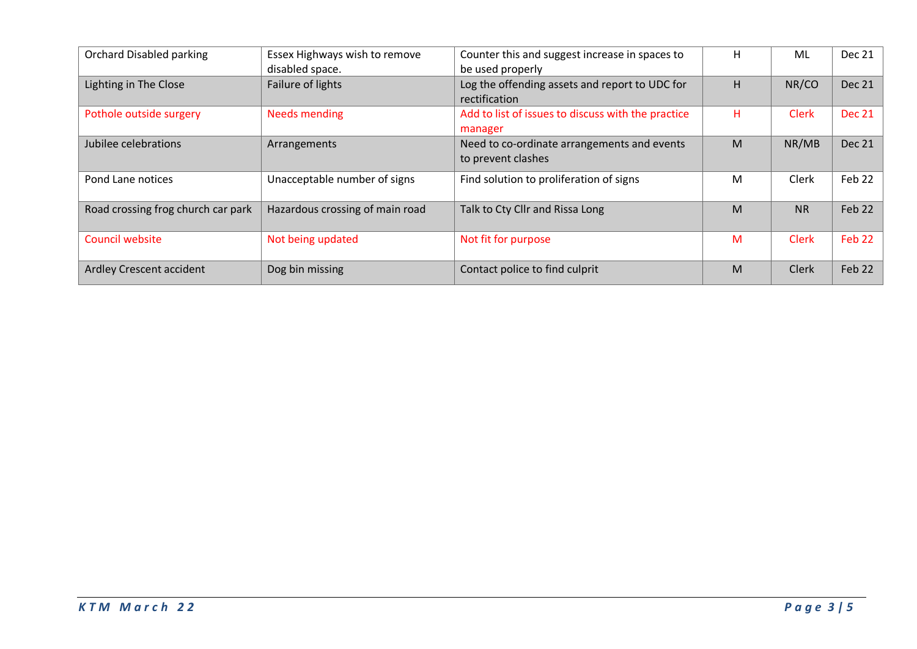| | | | | | |
|---|---|---|---|---|---|
| Orchard Disabled parking | Essex Highways wish to remove disabled space. | Counter this and suggest increase in spaces to be used properly | H | ML | Dec 21 |
| Lighting in The Close | Failure of lights | Log the offending assets and report to UDC for rectification | H | NR/CO | Dec 21 |
| Pothole outside surgery | Needs mending | Add to list of issues to discuss with the practice manager | H | Clerk | Dec 21 |
| Jubilee celebrations | Arrangements | Need to co-ordinate arrangements and events to prevent clashes | M | NR/MB | Dec 21 |
| Pond Lane notices | Unacceptable number of signs | Find solution to proliferation of signs | M | Clerk | Feb 22 |
| Road crossing frog church car park | Hazardous crossing of main road | Talk to Cty Cllr and Rissa Long | M | NR | Feb 22 |
| Council website | Not being updated | Not fit for purpose | M | Clerk | Feb 22 |
| Ardley Crescent accident | Dog bin missing | Contact police to find culprit | M | Clerk | Feb 22 |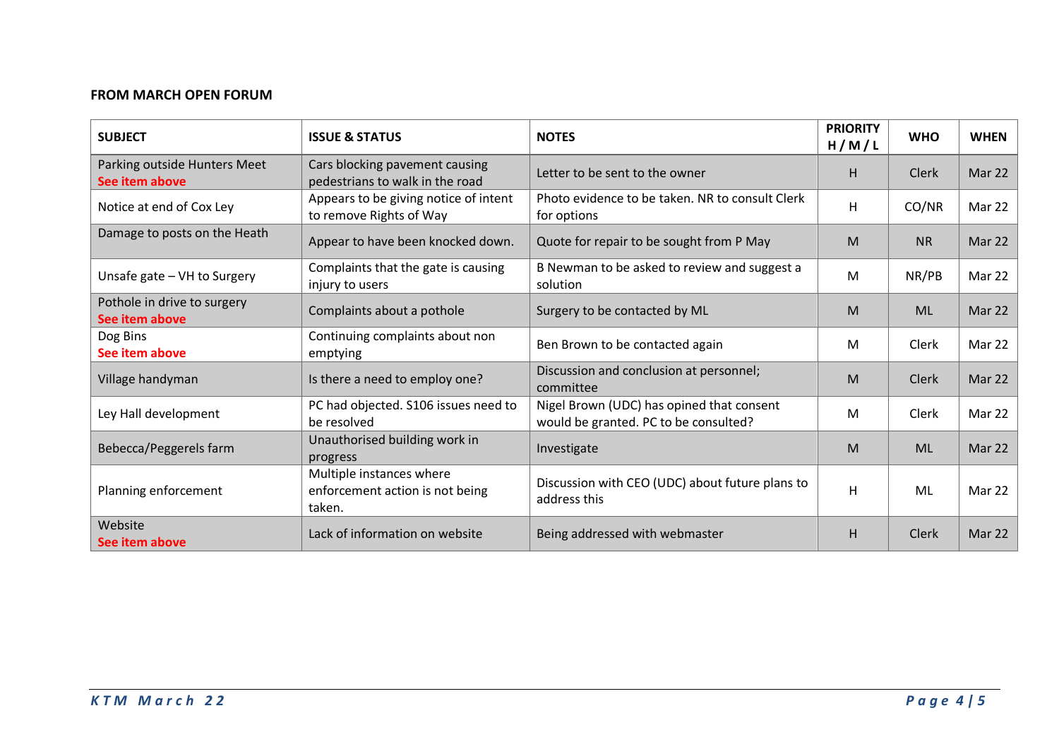**FROM MARCH OPEN FORUM**

| SUBJECT | ISSUE & STATUS | NOTES | PRIORITY H / M / L | WHO | WHEN |
|---|---|---|---|---|---|
| Parking outside Hunters Meet **See item above** | Cars blocking pavement causing pedestrians to walk in the road | Letter to be sent to the owner | H | Clerk | Mar 22 |
| Notice at end of Cox Ley | Appears to be giving notice of intent to remove Rights of Way | Photo evidence to be taken. NR to consult Clerk for options | H | CO/NR | Mar 22 |
| Damage to posts on the Heath | Appear to have been knocked down. | Quote for repair to be sought from P May | M | NR | Mar 22 |
| Unsafe gate – VH to Surgery | Complaints that the gate is causing injury to users | B Newman to be asked to review and suggest a solution | M | NR/PB | Mar 22 |
| Pothole in drive to surgery **See item above** | Complaints about a pothole | Surgery to be contacted by ML | M | ML | Mar 22 |
| Dog Bins **See item above** | Continuing complaints about non emptying | Ben Brown to be contacted again | M | Clerk | Mar 22 |
| Village handyman | Is there a need to employ one? | Discussion and conclusion at personnel; committee | M | Clerk | Mar 22 |
| Ley Hall development | PC had objected. S106 issues need to be resolved | Nigel Brown (UDC) has opined that consent would be granted. PC to be consulted? | M | Clerk | Mar 22 |
| Bebecca/Peggerels farm | Unauthorised building work in progress | Investigate | M | ML | Mar 22 |
| Planning enforcement | Multiple instances where enforcement action is not being taken. | Discussion with CEO (UDC) about future plans to address this | H | ML | Mar 22 |
| Website **See item above** | Lack of information on website | Being addressed with webmaster | H | Clerk | Mar 22 |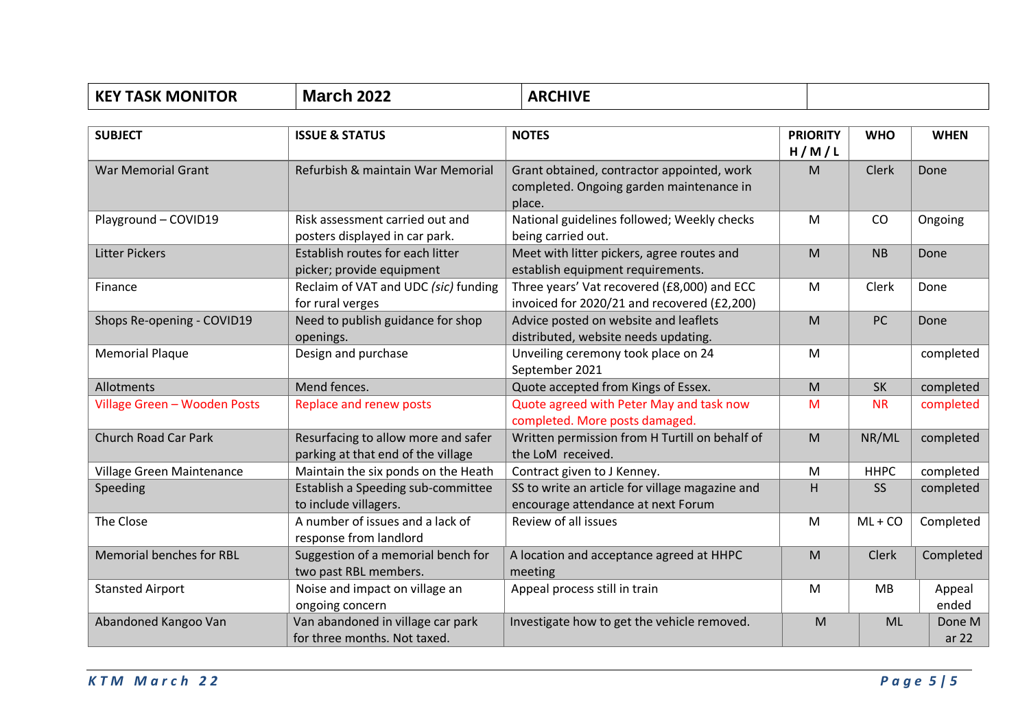| KEY TASK MONITOR | March 2022 | ARCHIVE | |
|---|---|---|---|

| SUBJECT | ISSUE & STATUS | NOTES | PRIORITY H / M / L | WHO | WHEN |
|---|---|---|---|---|---|
| War Memorial Grant | Refurbish & maintain War Memorial | Grant obtained, contractor appointed, work completed. Ongoing garden maintenance in place. | M | Clerk | Done |
| Playground – COVID19 | Risk assessment carried out and posters displayed in car park. | National guidelines followed; Weekly checks being carried out. | M | CO | Ongoing |
| Litter Pickers | Establish routes for each litter picker; provide equipment | Meet with litter pickers, agree routes and establish equipment requirements. | M | NB | Done |
| Finance | Reclaim of VAT and UDC *(sic)* funding for rural verges | Three years' Vat recovered (£8,000) and ECC invoiced for 2020/21 and recovered (£2,200) | M | Clerk | Done |
| Shops Re-opening - COVID19 | Need to publish guidance for shop openings. | Advice posted on website and leaflets distributed, website needs updating. | M | PC | Done |
| Memorial Plaque | Design and purchase | Unveiling ceremony took place on 24 September 2021 | M | | completed |
| Allotments | Mend fences. | Quote accepted from Kings of Essex. | M | SK | completed |
| Village Green – Wooden Posts | Replace and renew posts | Quote agreed with Peter May and task now completed. More posts damaged. | M | NR | completed |
| Church Road Car Park | Resurfacing to allow more and safer parking at that end of the village | Written permission from H Turtill on behalf of the LoM received. | M | NR/ML | completed |
| Village Green Maintenance | Maintain the six ponds on the Heath | Contract given to J Kenney. | M | HHPC | completed |
| Speeding | Establish a Speeding sub-committee to include villagers. | SS to write an article for village magazine and encourage attendance at next Forum | H | SS | completed |
| The Close | A number of issues and a lack of response from landlord | Review of all issues | M | ML + CO | Completed |
| Memorial benches for RBL | Suggestion of a memorial bench for two past RBL members. | A location and acceptance agreed at HHPC meeting | M | Clerk | Completed |
| Stansted Airport | Noise and impact on village an ongoing concern | Appeal process still in train | M | MB | Appeal ended |
| Abandoned Kangoo Van | Van abandoned in village car park for three months. Not taxed. | Investigate how to get the vehicle removed. | M | ML | Done Mar 22 |